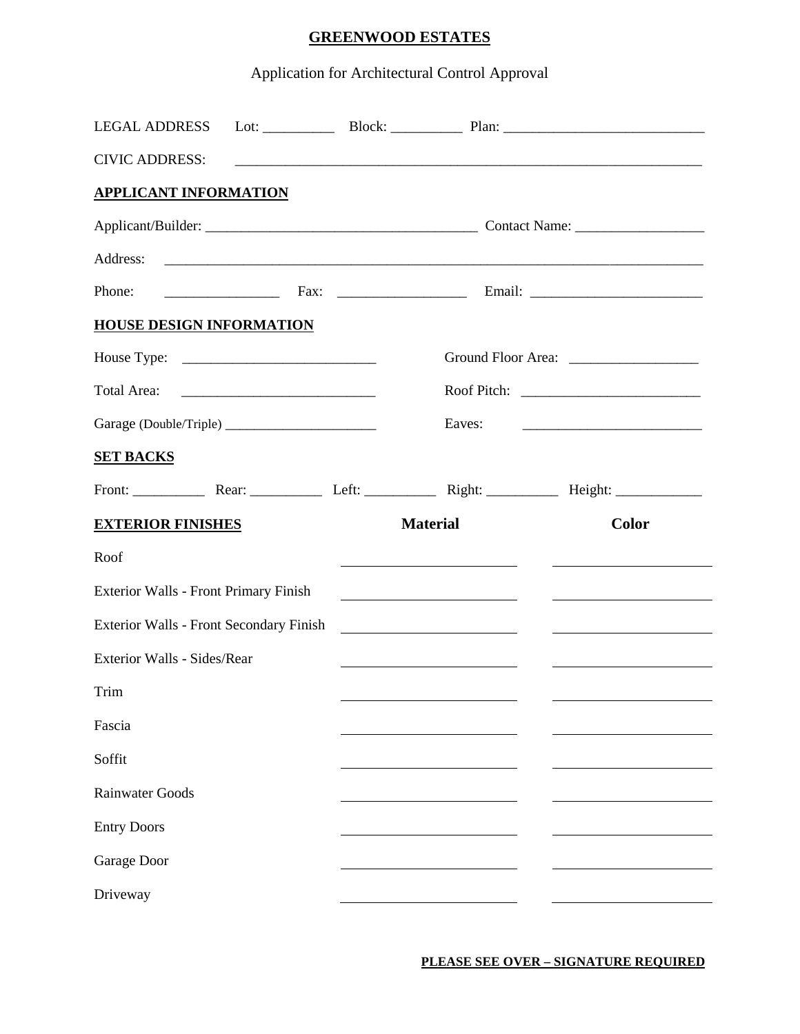# GREENWOOD ESTATES

Application for Architectural Control Approval

LEGAL ADDRESS Lot: __________ Block: __________ Plan: ____________________________

CIVIC ADDRESS: ____________________________________________________________________

## APPLICANT INFORMATION

Applicant/Builder: ______________________________________ Contact Name: __________________

Address: ________________________________________________________________________________

Phone: ________________ Fax: __________________ Email: ________________________

## HOUSE DESIGN INFORMATION

House Type: ____________________________ Ground Floor Area: __________________

Total Area: ____________________________ Roof Pitch: _________________________

Garage (Double/Triple) ______________________ Eaves: _________________________

## SET BACKS

Front: __________ Rear: __________ Left: __________ Right: __________ Height: ____________

| EXTERIOR FINISHES | Material | Color |
|---|---|---|
| Roof | | |
| Exterior Walls - Front Primary Finish | | |
| Exterior Walls - Front Secondary Finish | | |
| Exterior Walls - Sides/Rear | | |
| Trim | | |
| Fascia | | |
| Soffit | | |
| Rainwater Goods | | |
| Entry Doors | | |
| Garage Door | | |
| Driveway | | |

**PLEASE SEE OVER – SIGNATURE REQUIRED**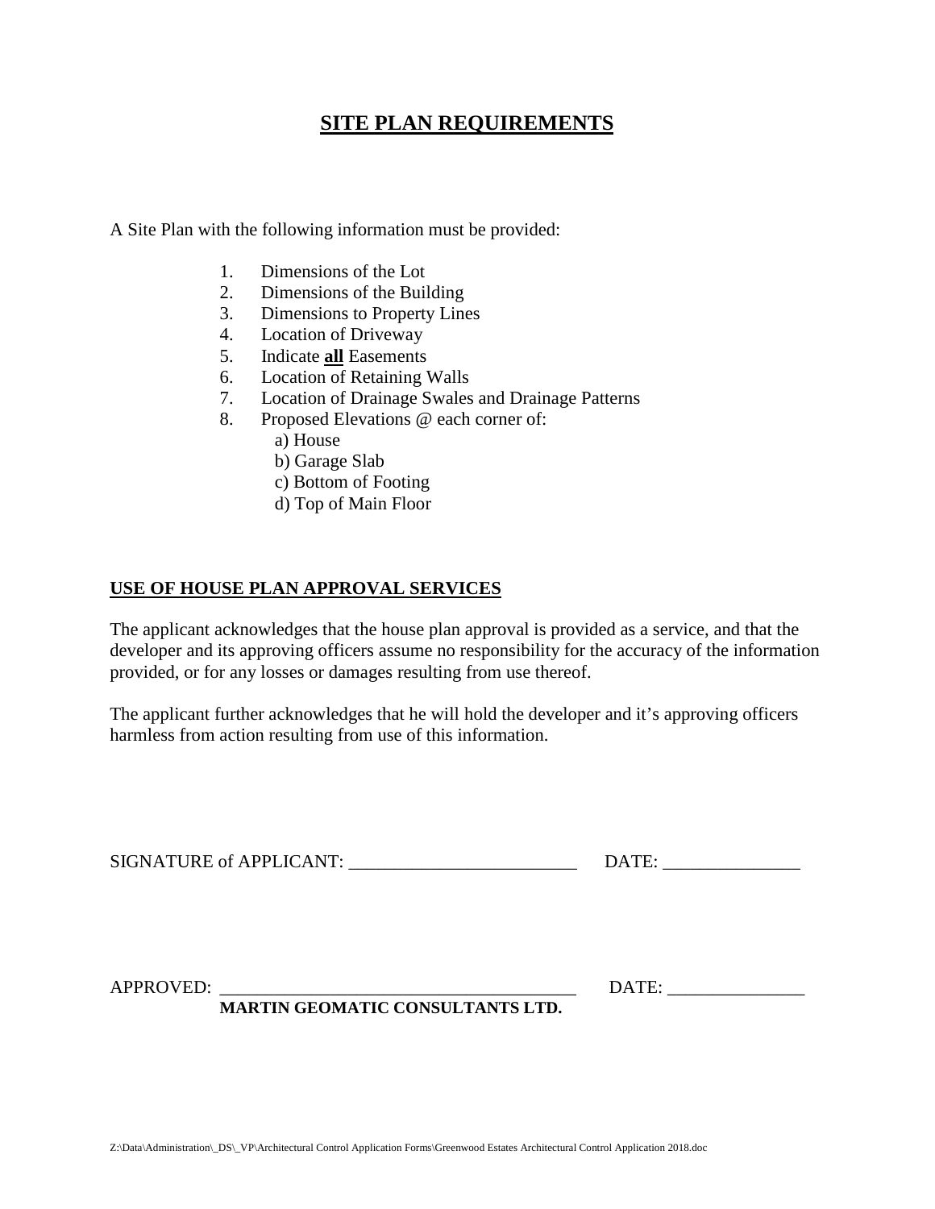# SITE PLAN REQUIREMENTS

A Site Plan with the following information must be provided:

1. Dimensions of the Lot
2. Dimensions of the Building
3. Dimensions to Property Lines
4. Location of Driveway
5. Indicate **all** Easements
6. Location of Retaining Walls
7. Location of Drainage Swales and Drainage Patterns
8. Proposed Elevations @ each corner of:
   a) House
   b) Garage Slab
   c) Bottom of Footing
   d) Top of Main Floor

## USE OF HOUSE PLAN APPROVAL SERVICES

The applicant acknowledges that the house plan approval is provided as a service, and that the developer and its approving officers assume no responsibility for the accuracy of the information provided, or for any losses or damages resulting from use thereof.

The applicant further acknowledges that he will hold the developer and it's approving officers harmless from action resulting from use of this information.

SIGNATURE of APPLICANT: _________________________ DATE: _______________

APPROVED: _______________________________________ DATE: _______________
**MARTIN GEOMATIC CONSULTANTS LTD.**

Z:\Data\Administration\_DS\_VP\Architectural Control Application Forms\Greenwood Estates Architectural Control Application 2018.doc